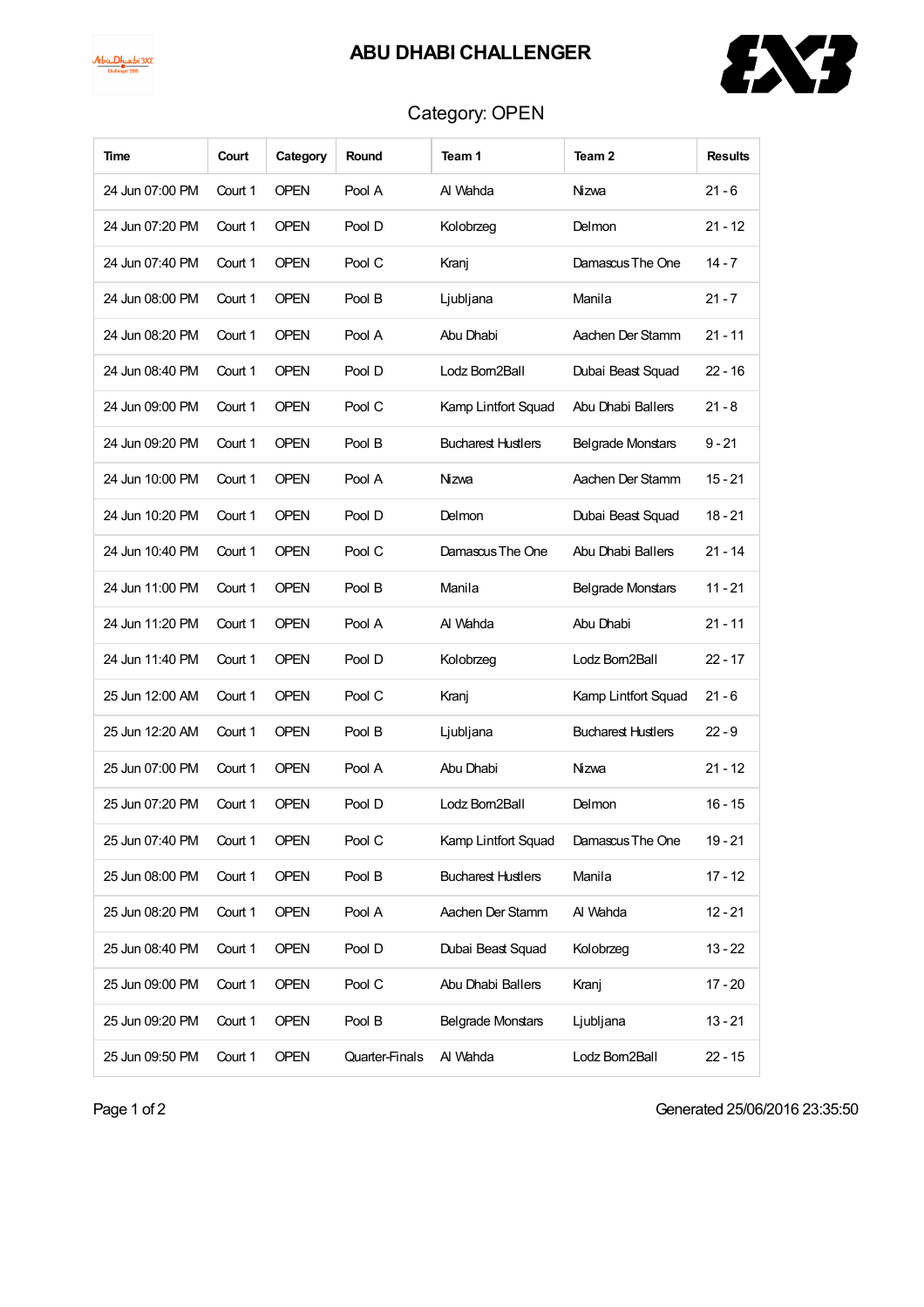# ABU DHABI CHALLENGER

## Category: OPEN

| Time | Court | Category | Round | Team 1 | Team 2 | Results |
|---|---|---|---|---|---|---|
| 24 Jun 07:00 PM | Court 1 | OPEN | Pool A | Al Wahda | Nizwa | 21 - 6 |
| 24 Jun 07:20 PM | Court 1 | OPEN | Pool D | Kolobrzeg | Delmon | 21 - 12 |
| 24 Jun 07:40 PM | Court 1 | OPEN | Pool C | Kranj | Damascus The One | 14 - 7 |
| 24 Jun 08:00 PM | Court 1 | OPEN | Pool B | Ljubljana | Manila | 21 - 7 |
| 24 Jun 08:20 PM | Court 1 | OPEN | Pool A | Abu Dhabi | Aachen Der Stamm | 21 - 11 |
| 24 Jun 08:40 PM | Court 1 | OPEN | Pool D | Lodz Born2Ball | Dubai Beast Squad | 22 - 16 |
| 24 Jun 09:00 PM | Court 1 | OPEN | Pool C | Kamp Lintfort Squad | Abu Dhabi Ballers | 21 - 8 |
| 24 Jun 09:20 PM | Court 1 | OPEN | Pool B | Bucharest Hustlers | Belgrade Monstars | 9 - 21 |
| 24 Jun 10:00 PM | Court 1 | OPEN | Pool A | Nizwa | Aachen Der Stamm | 15 - 21 |
| 24 Jun 10:20 PM | Court 1 | OPEN | Pool D | Delmon | Dubai Beast Squad | 18 - 21 |
| 24 Jun 10:40 PM | Court 1 | OPEN | Pool C | Damascus The One | Abu Dhabi Ballers | 21 - 14 |
| 24 Jun 11:00 PM | Court 1 | OPEN | Pool B | Manila | Belgrade Monstars | 11 - 21 |
| 24 Jun 11:20 PM | Court 1 | OPEN | Pool A | Al Wahda | Abu Dhabi | 21 - 11 |
| 24 Jun 11:40 PM | Court 1 | OPEN | Pool D | Kolobrzeg | Lodz Born2Ball | 22 - 17 |
| 25 Jun 12:00 AM | Court 1 | OPEN | Pool C | Kranj | Kamp Lintfort Squad | 21 - 6 |
| 25 Jun 12:20 AM | Court 1 | OPEN | Pool B | Ljubljana | Bucharest Hustlers | 22 - 9 |
| 25 Jun 07:00 PM | Court 1 | OPEN | Pool A | Abu Dhabi | Nizwa | 21 - 12 |
| 25 Jun 07:20 PM | Court 1 | OPEN | Pool D | Lodz Born2Ball | Delmon | 16 - 15 |
| 25 Jun 07:40 PM | Court 1 | OPEN | Pool C | Kamp Lintfort Squad | Damascus The One | 19 - 21 |
| 25 Jun 08:00 PM | Court 1 | OPEN | Pool B | Bucharest Hustlers | Manila | 17 - 12 |
| 25 Jun 08:20 PM | Court 1 | OPEN | Pool A | Aachen Der Stamm | Al Wahda | 12 - 21 |
| 25 Jun 08:40 PM | Court 1 | OPEN | Pool D | Dubai Beast Squad | Kolobrzeg | 13 - 22 |
| 25 Jun 09:00 PM | Court 1 | OPEN | Pool C | Abu Dhabi Ballers | Kranj | 17 - 20 |
| 25 Jun 09:20 PM | Court 1 | OPEN | Pool B | Belgrade Monstars | Ljubljana | 13 - 21 |
| 25 Jun 09:50 PM | Court 1 | OPEN | Quarter-Finals | Al Wahda | Lodz Born2Ball | 22 - 15 |

Generated 25/06/2016 23:35:50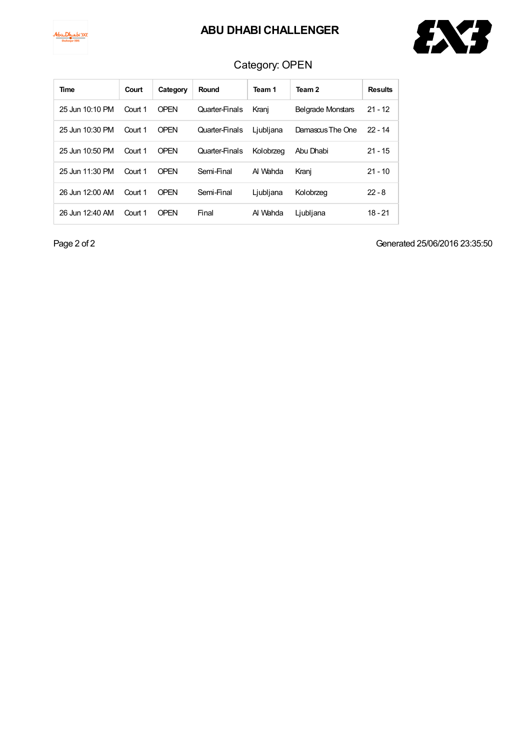# ABU DHABI CHALLENGER

## Category: OPEN

| Time | Court | Category | Round | Team 1 | Team 2 | Results |
|---|---|---|---|---|---|---|
| 25 Jun 10:10 PM | Court 1 | OPEN | Quarter-Finals | Kranj | Belgrade Monstars | 21 - 12 |
| 25 Jun 10:30 PM | Court 1 | OPEN | Quarter-Finals | Ljubljana | Damascus The One | 22 - 14 |
| 25 Jun 10:50 PM | Court 1 | OPEN | Quarter-Finals | Kolobrzeg | Abu Dhabi | 21 - 15 |
| 25 Jun 11:30 PM | Court 1 | OPEN | Semi-Final | Al Wahda | Kranj | 21 - 10 |
| 26 Jun 12:00 AM | Court 1 | OPEN | Semi-Final | Ljubljana | Kolobrzeg | 22 - 8 |
| 26 Jun 12:40 AM | Court 1 | OPEN | Final | Al Wahda | Ljubljana | 18 - 21 |

Generated 25/06/2016 23:35:50